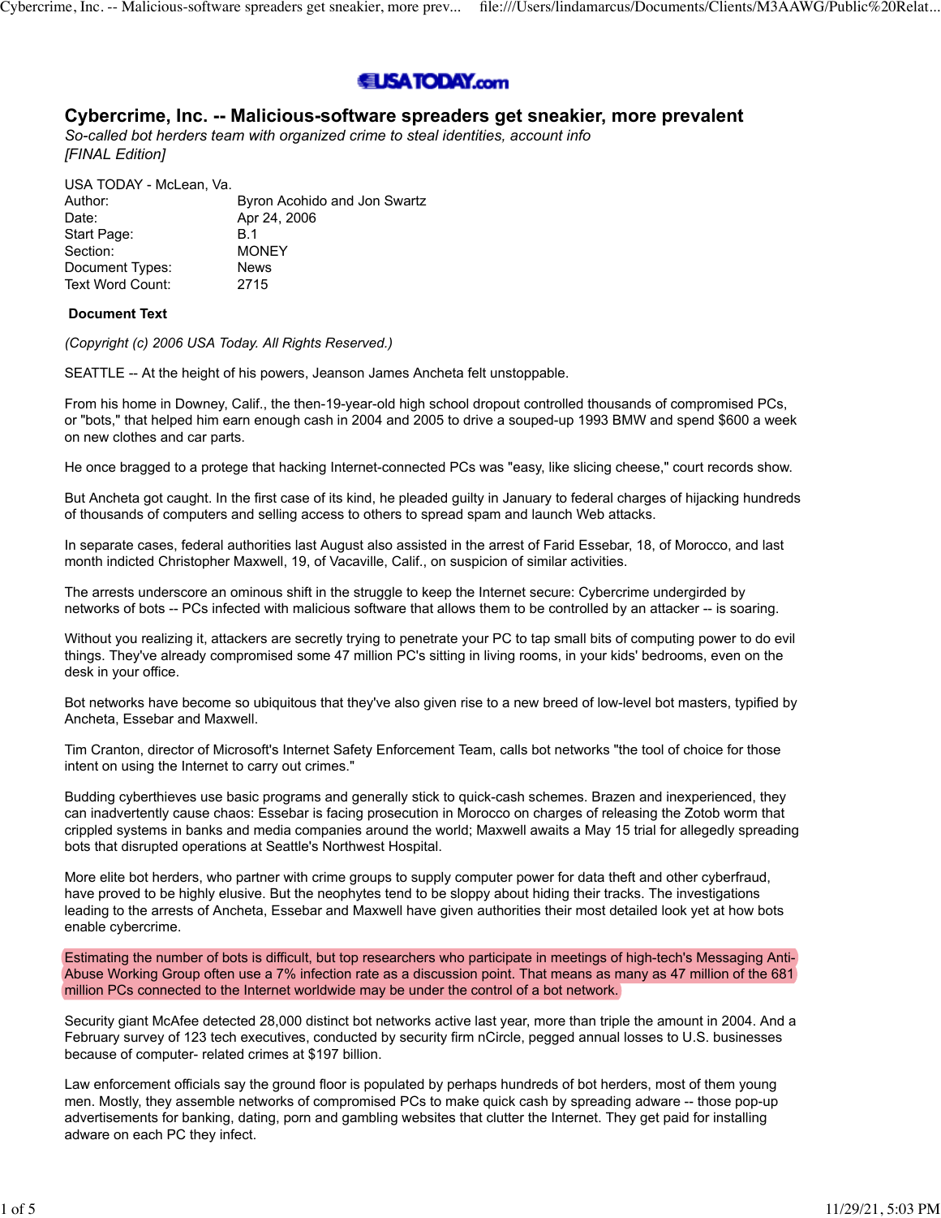USATODAY.com

# Cybercrime, Inc. -- Malicious-software spreaders get sneakier, more prevalent

*So-called bot herders team with organized crime to steal identities, account info*
*[FINAL Edition]*

USA TODAY - McLean, Va.

| | |
|---|---|
| Author: | Byron Acohido and Jon Swartz |
| Date: | Apr 24, 2006 |
| Start Page: | B.1 |
| Section: | MONEY |
| Document Types: | News |
| Text Word Count: | 2715 |

**Document Text**

*(Copyright (c) 2006 USA Today. All Rights Reserved.)*

SEATTLE -- At the height of his powers, Jeanson James Ancheta felt unstoppable.

From his home in Downey, Calif., the then-19-year-old high school dropout controlled thousands of compromised PCs, or "bots," that helped him earn enough cash in 2004 and 2005 to drive a souped-up 1993 BMW and spend $600 a week on new clothes and car parts.

He once bragged to a protege that hacking Internet-connected PCs was "easy, like slicing cheese," court records show.

But Ancheta got caught. In the first case of its kind, he pleaded guilty in January to federal charges of hijacking hundreds of thousands of computers and selling access to others to spread spam and launch Web attacks.

In separate cases, federal authorities last August also assisted in the arrest of Farid Essebar, 18, of Morocco, and last month indicted Christopher Maxwell, 19, of Vacaville, Calif., on suspicion of similar activities.

The arrests underscore an ominous shift in the struggle to keep the Internet secure: Cybercrime undergirded by networks of bots -- PCs infected with malicious software that allows them to be controlled by an attacker -- is soaring.

Without you realizing it, attackers are secretly trying to penetrate your PC to tap small bits of computing power to do evil things. They've already compromised some 47 million PC's sitting in living rooms, in your kids' bedrooms, even on the desk in your office.

Bot networks have become so ubiquitous that they've also given rise to a new breed of low-level bot masters, typified by Ancheta, Essebar and Maxwell.

Tim Cranton, director of Microsoft's Internet Safety Enforcement Team, calls bot networks "the tool of choice for those intent on using the Internet to carry out crimes."

Budding cyberthieves use basic programs and generally stick to quick-cash schemes. Brazen and inexperienced, they can inadvertently cause chaos: Essebar is facing prosecution in Morocco on charges of releasing the Zotob worm that crippled systems in banks and media companies around the world; Maxwell awaits a May 15 trial for allegedly spreading bots that disrupted operations at Seattle's Northwest Hospital.

More elite bot herders, who partner with crime groups to supply computer power for data theft and other cyberfraud, have proved to be highly elusive. But the neophytes tend to be sloppy about hiding their tracks. The investigations leading to the arrests of Ancheta, Essebar and Maxwell have given authorities their most detailed look yet at how bots enable cybercrime.

Estimating the number of bots is difficult, but top researchers who participate in meetings of high-tech's Messaging Anti-Abuse Working Group often use a 7% infection rate as a discussion point. That means as many as 47 million of the 681 million PCs connected to the Internet worldwide may be under the control of a bot network.

Security giant McAfee detected 28,000 distinct bot networks active last year, more than triple the amount in 2004. And a February survey of 123 tech executives, conducted by security firm nCircle, pegged annual losses to U.S. businesses because of computer- related crimes at $197 billion.

Law enforcement officials say the ground floor is populated by perhaps hundreds of bot herders, most of them young men. Mostly, they assemble networks of compromised PCs to make quick cash by spreading adware -- those pop-up advertisements for banking, dating, porn and gambling websites that clutter the Internet. They get paid for installing adware on each PC they infect.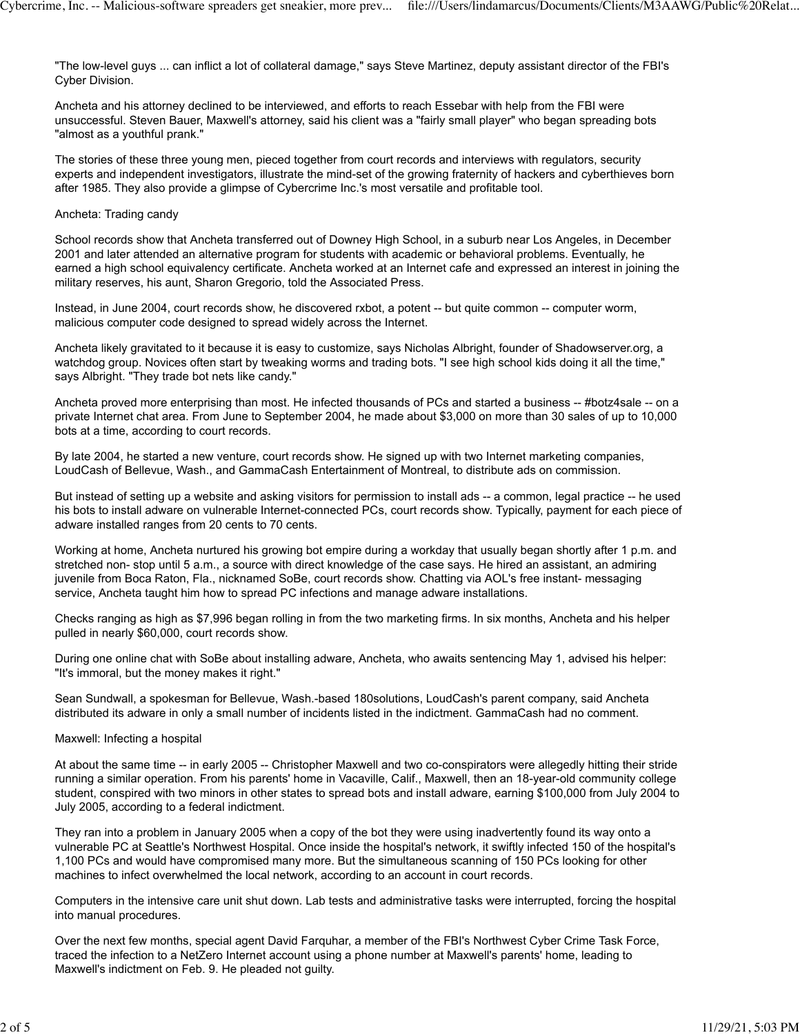"The low-level guys ... can inflict a lot of collateral damage," says Steve Martinez, deputy assistant director of the FBI's Cyber Division.

Ancheta and his attorney declined to be interviewed, and efforts to reach Essebar with help from the FBI were unsuccessful. Steven Bauer, Maxwell's attorney, said his client was a "fairly small player" who began spreading bots "almost as a youthful prank."

The stories of these three young men, pieced together from court records and interviews with regulators, security experts and independent investigators, illustrate the mind-set of the growing fraternity of hackers and cyberthieves born after 1985. They also provide a glimpse of Cybercrime Inc.'s most versatile and profitable tool.

## Ancheta: Trading candy

School records show that Ancheta transferred out of Downey High School, in a suburb near Los Angeles, in December 2001 and later attended an alternative program for students with academic or behavioral problems. Eventually, he earned a high school equivalency certificate. Ancheta worked at an Internet cafe and expressed an interest in joining the military reserves, his aunt, Sharon Gregorio, told the Associated Press.

Instead, in June 2004, court records show, he discovered rxbot, a potent -- but quite common -- computer worm, malicious computer code designed to spread widely across the Internet.

Ancheta likely gravitated to it because it is easy to customize, says Nicholas Albright, founder of Shadowserver.org, a watchdog group. Novices often start by tweaking worms and trading bots. "I see high school kids doing it all the time," says Albright. "They trade bot nets like candy."

Ancheta proved more enterprising than most. He infected thousands of PCs and started a business -- #botz4sale -- on a private Internet chat area. From June to September 2004, he made about $3,000 on more than 30 sales of up to 10,000 bots at a time, according to court records.

By late 2004, he started a new venture, court records show. He signed up with two Internet marketing companies, LoudCash of Bellevue, Wash., and GammaCash Entertainment of Montreal, to distribute ads on commission.

But instead of setting up a website and asking visitors for permission to install ads -- a common, legal practice -- he used his bots to install adware on vulnerable Internet-connected PCs, court records show. Typically, payment for each piece of adware installed ranges from 20 cents to 70 cents.

Working at home, Ancheta nurtured his growing bot empire during a workday that usually began shortly after 1 p.m. and stretched non- stop until 5 a.m., a source with direct knowledge of the case says. He hired an assistant, an admiring juvenile from Boca Raton, Fla., nicknamed SoBe, court records show. Chatting via AOL's free instant- messaging service, Ancheta taught him how to spread PC infections and manage adware installations.

Checks ranging as high as $7,996 began rolling in from the two marketing firms. In six months, Ancheta and his helper pulled in nearly $60,000, court records show.

During one online chat with SoBe about installing adware, Ancheta, who awaits sentencing May 1, advised his helper: "It's immoral, but the money makes it right."

Sean Sundwall, a spokesman for Bellevue, Wash.-based 180solutions, LoudCash's parent company, said Ancheta distributed its adware in only a small number of incidents listed in the indictment. GammaCash had no comment.

## Maxwell: Infecting a hospital

At about the same time -- in early 2005 -- Christopher Maxwell and two co-conspirators were allegedly hitting their stride running a similar operation. From his parents' home in Vacaville, Calif., Maxwell, then an 18-year-old community college student, conspired with two minors in other states to spread bots and install adware, earning $100,000 from July 2004 to July 2005, according to a federal indictment.

They ran into a problem in January 2005 when a copy of the bot they were using inadvertently found its way onto a vulnerable PC at Seattle's Northwest Hospital. Once inside the hospital's network, it swiftly infected 150 of the hospital's 1,100 PCs and would have compromised many more. But the simultaneous scanning of 150 PCs looking for other machines to infect overwhelmed the local network, according to an account in court records.

Computers in the intensive care unit shut down. Lab tests and administrative tasks were interrupted, forcing the hospital into manual procedures.

Over the next few months, special agent David Farquhar, a member of the FBI's Northwest Cyber Crime Task Force, traced the infection to a NetZero Internet account using a phone number at Maxwell's parents' home, leading to Maxwell's indictment on Feb. 9. He pleaded not guilty.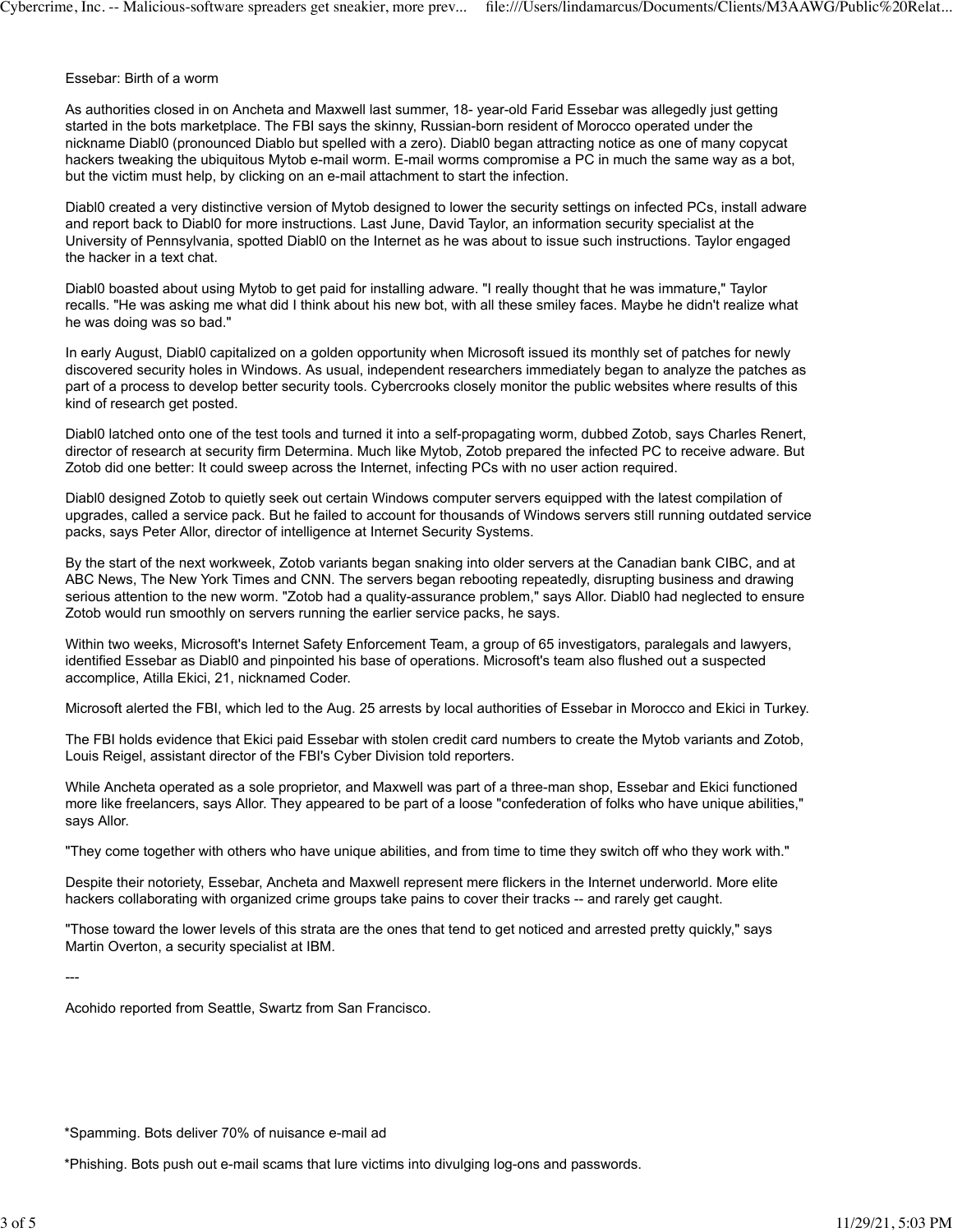Essebar: Birth of a worm

As authorities closed in on Ancheta and Maxwell last summer, 18- year-old Farid Essebar was allegedly just getting started in the bots marketplace. The FBI says the skinny, Russian-born resident of Morocco operated under the nickname Diabl0 (pronounced Diablo but spelled with a zero). Diabl0 began attracting notice as one of many copycat hackers tweaking the ubiquitous Mytob e-mail worm. E-mail worms compromise a PC in much the same way as a bot, but the victim must help, by clicking on an e-mail attachment to start the infection.

Diabl0 created a very distinctive version of Mytob designed to lower the security settings on infected PCs, install adware and report back to Diabl0 for more instructions. Last June, David Taylor, an information security specialist at the University of Pennsylvania, spotted Diabl0 on the Internet as he was about to issue such instructions. Taylor engaged the hacker in a text chat.

Diabl0 boasted about using Mytob to get paid for installing adware. "I really thought that he was immature," Taylor recalls. "He was asking me what did I think about his new bot, with all these smiley faces. Maybe he didn't realize what he was doing was so bad."

In early August, Diabl0 capitalized on a golden opportunity when Microsoft issued its monthly set of patches for newly discovered security holes in Windows. As usual, independent researchers immediately began to analyze the patches as part of a process to develop better security tools. Cybercrooks closely monitor the public websites where results of this kind of research get posted.

Diabl0 latched onto one of the test tools and turned it into a self-propagating worm, dubbed Zotob, says Charles Renert, director of research at security firm Determina. Much like Mytob, Zotob prepared the infected PC to receive adware. But Zotob did one better: It could sweep across the Internet, infecting PCs with no user action required.

Diabl0 designed Zotob to quietly seek out certain Windows computer servers equipped with the latest compilation of upgrades, called a service pack. But he failed to account for thousands of Windows servers still running outdated service packs, says Peter Allor, director of intelligence at Internet Security Systems.

By the start of the next workweek, Zotob variants began snaking into older servers at the Canadian bank CIBC, and at ABC News, The New York Times and CNN. The servers began rebooting repeatedly, disrupting business and drawing serious attention to the new worm. "Zotob had a quality-assurance problem," says Allor. Diabl0 had neglected to ensure Zotob would run smoothly on servers running the earlier service packs, he says.

Within two weeks, Microsoft's Internet Safety Enforcement Team, a group of 65 investigators, paralegals and lawyers, identified Essebar as Diabl0 and pinpointed his base of operations. Microsoft's team also flushed out a suspected accomplice, Atilla Ekici, 21, nicknamed Coder.

Microsoft alerted the FBI, which led to the Aug. 25 arrests by local authorities of Essebar in Morocco and Ekici in Turkey.

The FBI holds evidence that Ekici paid Essebar with stolen credit card numbers to create the Mytob variants and Zotob, Louis Reigel, assistant director of the FBI's Cyber Division told reporters.

While Ancheta operated as a sole proprietor, and Maxwell was part of a three-man shop, Essebar and Ekici functioned more like freelancers, says Allor. They appeared to be part of a loose "confederation of folks who have unique abilities," says Allor.

"They come together with others who have unique abilities, and from time to time they switch off who they work with."

Despite their notoriety, Essebar, Ancheta and Maxwell represent mere flickers in the Internet underworld. More elite hackers collaborating with organized crime groups take pains to cover their tracks -- and rarely get caught.

"Those toward the lower levels of this strata are the ones that tend to get noticed and arrested pretty quickly," says Martin Overton, a security specialist at IBM.

---

Acohido reported from Seattle, Swartz from San Francisco.

*Spamming. Bots deliver 70% of nuisance e-mail ad

*Phishing. Bots push out e-mail scams that lure victims into divulging log-ons and passwords.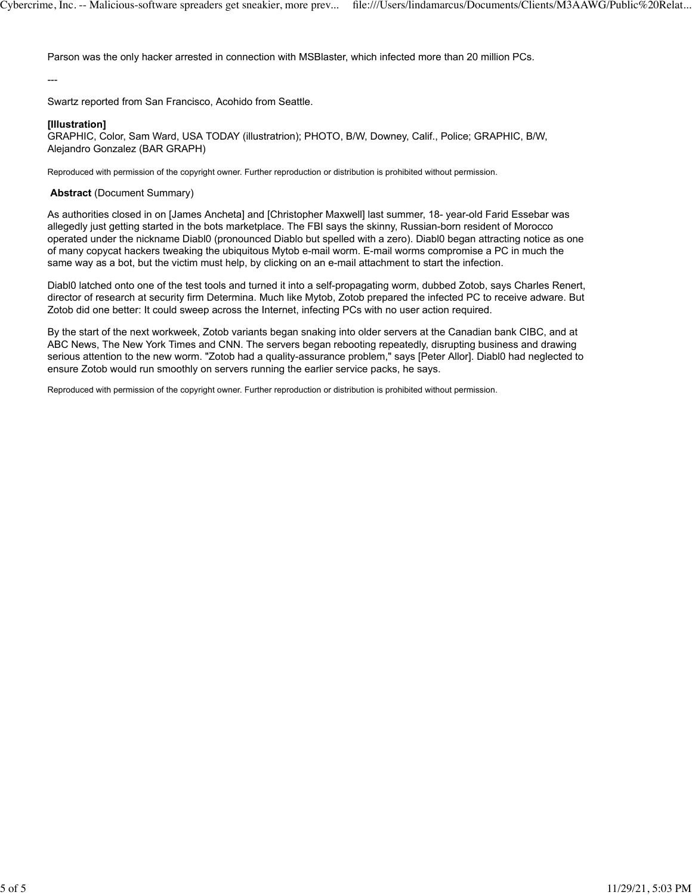Parson was the only hacker arrested in connection with MSBlaster, which infected more than 20 million PCs.

---

Swartz reported from San Francisco, Acohido from Seattle.

**[Illustration]**
GRAPHIC, Color, Sam Ward, USA TODAY (illustratrion); PHOTO, B/W, Downey, Calif., Police; GRAPHIC, B/W, Alejandro Gonzalez (BAR GRAPH)

Reproduced with permission of the copyright owner. Further reproduction or distribution is prohibited without permission.

**Abstract** (Document Summary)

As authorities closed in on [James Ancheta] and [Christopher Maxwell] last summer, 18- year-old Farid Essebar was allegedly just getting started in the bots marketplace. The FBI says the skinny, Russian-born resident of Morocco operated under the nickname Diabl0 (pronounced Diablo but spelled with a zero). Diabl0 began attracting notice as one of many copycat hackers tweaking the ubiquitous Mytob e-mail worm. E-mail worms compromise a PC in much the same way as a bot, but the victim must help, by clicking on an e-mail attachment to start the infection.

Diabl0 latched onto one of the test tools and turned it into a self-propagating worm, dubbed Zotob, says Charles Renert, director of research at security firm Determina. Much like Mytob, Zotob prepared the infected PC to receive adware. But Zotob did one better: It could sweep across the Internet, infecting PCs with no user action required.

By the start of the next workweek, Zotob variants began snaking into older servers at the Canadian bank CIBC, and at ABC News, The New York Times and CNN. The servers began rebooting repeatedly, disrupting business and drawing serious attention to the new worm. "Zotob had a quality-assurance problem," says [Peter Allor]. Diabl0 had neglected to ensure Zotob would run smoothly on servers running the earlier service packs, he says.

Reproduced with permission of the copyright owner. Further reproduction or distribution is prohibited without permission.